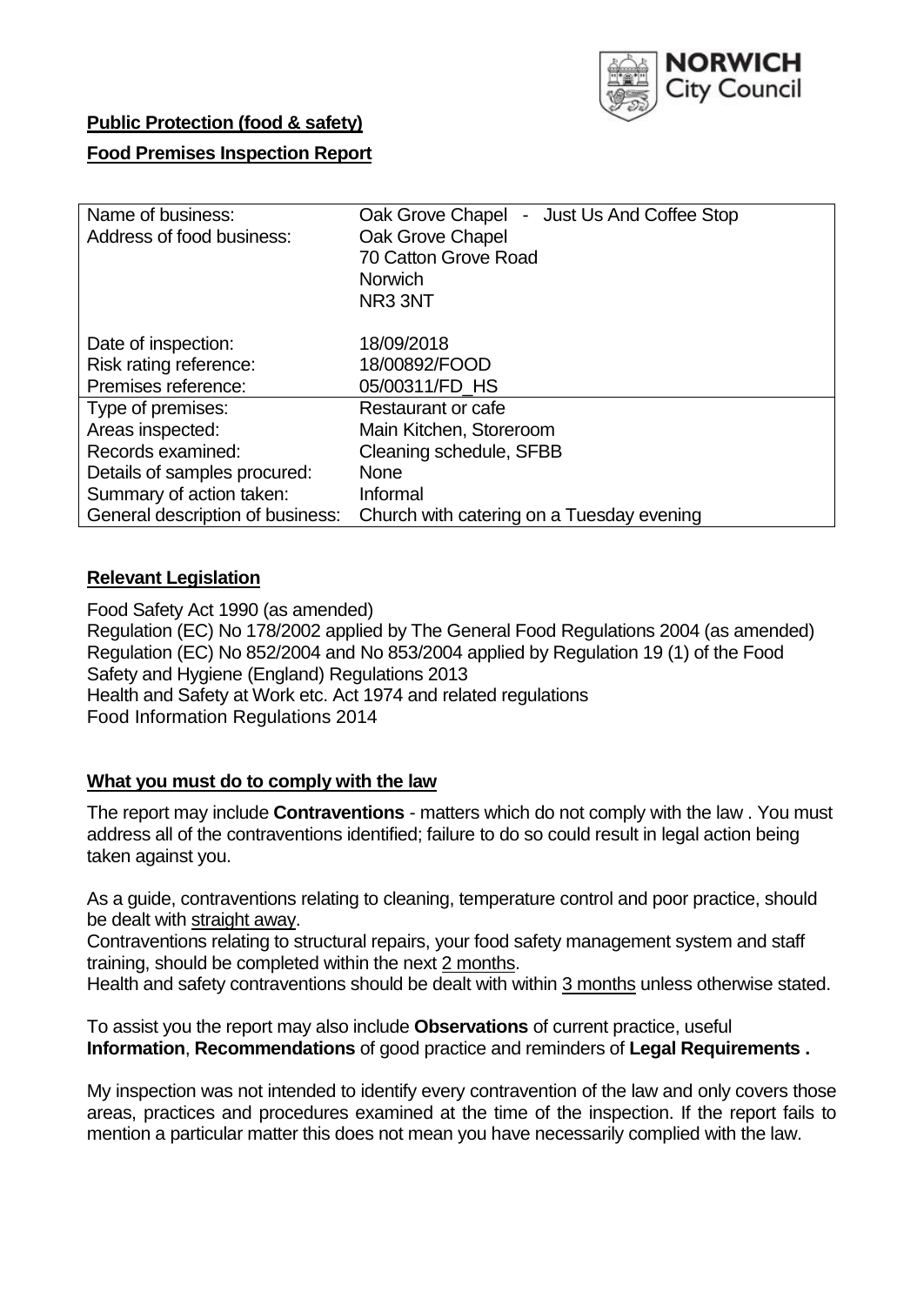NORWICH City Council

**Public Protection (food & safety)**

**Food Premises Inspection Report**

| | |
|---|---|
| Name of business: | Oak Grove Chapel - Just Us And Coffee Stop |
| Address of food business: | Oak Grove Chapel<br>70 Catton Grove Road<br>Norwich<br>NR3 3NT |
| Date of inspection: | 18/09/2018 |
| Risk rating reference: | 18/00892/FOOD |
| Premises reference: | 05/00311/FD_HS |
| Type of premises: | Restaurant or cafe |
| Areas inspected: | Main Kitchen, Storeroom |
| Records examined: | Cleaning schedule, SFBB |
| Details of samples procured: | None |
| Summary of action taken: | Informal |
| General description of business: | Church with catering on a Tuesday evening |

**Relevant Legislation**

Food Safety Act 1990 (as amended)
Regulation (EC) No 178/2002 applied by The General Food Regulations 2004 (as amended)
Regulation (EC) No 852/2004 and No 853/2004 applied by Regulation 19 (1) of the Food Safety and Hygiene (England) Regulations 2013
Health and Safety at Work etc. Act 1974 and related regulations
Food Information Regulations 2014

**What you must do to comply with the law**

The report may include **Contraventions** - matters which do not comply with the law . You must address all of the contraventions identified; failure to do so could result in legal action being taken against you.

As a guide, contraventions relating to cleaning, temperature control and poor practice, should be dealt with straight away.

Contraventions relating to structural repairs, your food safety management system and staff training, should be completed within the next 2 months.

Health and safety contraventions should be dealt with within 3 months unless otherwise stated.

To assist you the report may also include **Observations** of current practice, useful **Information**, **Recommendations** of good practice and reminders of **Legal Requirements .**

My inspection was not intended to identify every contravention of the law and only covers those areas, practices and procedures examined at the time of the inspection. If the report fails to mention a particular matter this does not mean you have necessarily complied with the law.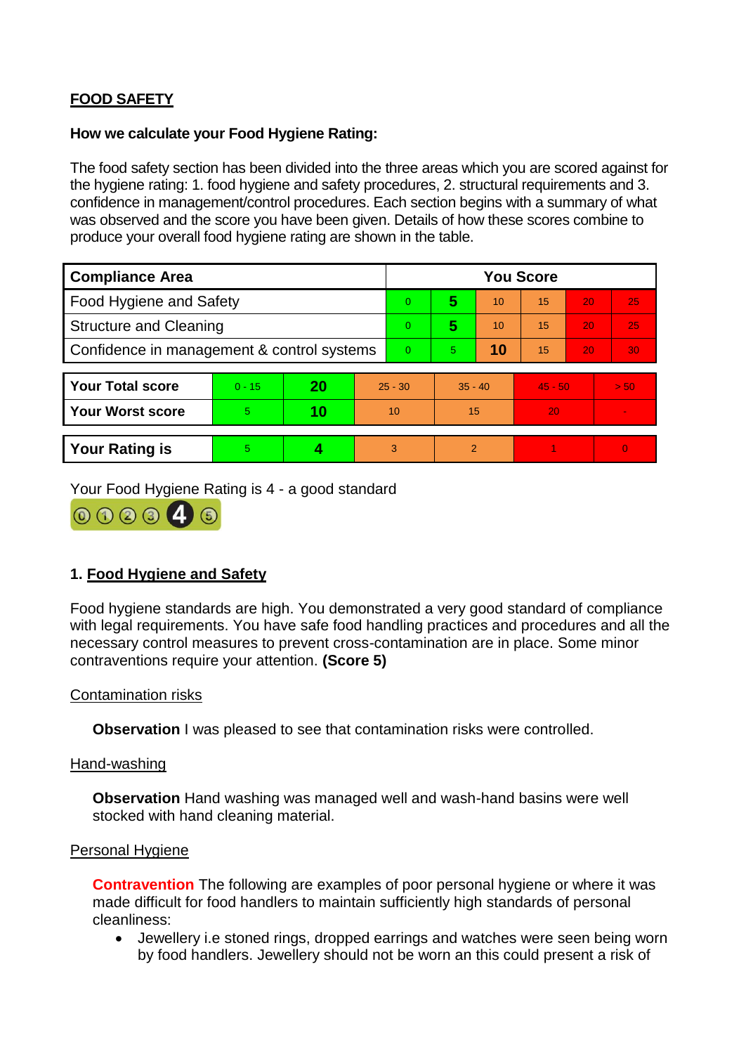**FOOD SAFETY**

**How we calculate your Food Hygiene Rating:**

The food safety section has been divided into the three areas which you are scored against for the hygiene rating: 1. food hygiene and safety procedures, 2. structural requirements and 3. confidence in management/control procedures. Each section begins with a summary of what was observed and the score you have been given. Details of how these scores combine to produce your overall food hygiene rating are shown in the table.

| Compliance Area | You Score | | | | | |
|---|---|---|---|---|---|---|
| Food Hygiene and Safety | 0 | **5** | 10 | 15 | 20 | 25 |
| Structure and Cleaning | 0 | **5** | 10 | 15 | 20 | 25 |
| Confidence in management & control systems | 0 | 5 | **10** | 15 | 20 | 30 |

| | | | | | | |
|---|---|---|---|---|---|---|
| **Your Total score** | 0 - 15 | **20** | 25 - 30 | 35 - 40 | 45 - 50 | > 50 |
| **Your Worst score** | 5 | **10** | 10 | 15 | 20 | - |

| | | | | | | |
|---|---|---|---|---|---|---|
| **Your Rating is** | 5 | **4** | 3 | 2 | 1 | 0 |

Your Food Hygiene Rating is 4 - a good standard

## 1. Food Hygiene and Safety

Food hygiene standards are high. You demonstrated a very good standard of compliance with legal requirements. You have safe food handling practices and procedures and all the necessary control measures to prevent cross-contamination are in place. Some minor contraventions require your attention. **(Score 5)**

Contamination risks

**Observation** I was pleased to see that contamination risks were controlled.

Hand-washing

**Observation** Hand washing was managed well and wash-hand basins were well stocked with hand cleaning material.

Personal Hygiene

**Contravention** The following are examples of poor personal hygiene or where it was made difficult for food handlers to maintain sufficiently high standards of personal cleanliness:

- Jewellery i.e stoned rings, dropped earrings and watches were seen being worn by food handlers. Jewellery should not be worn an this could present a risk of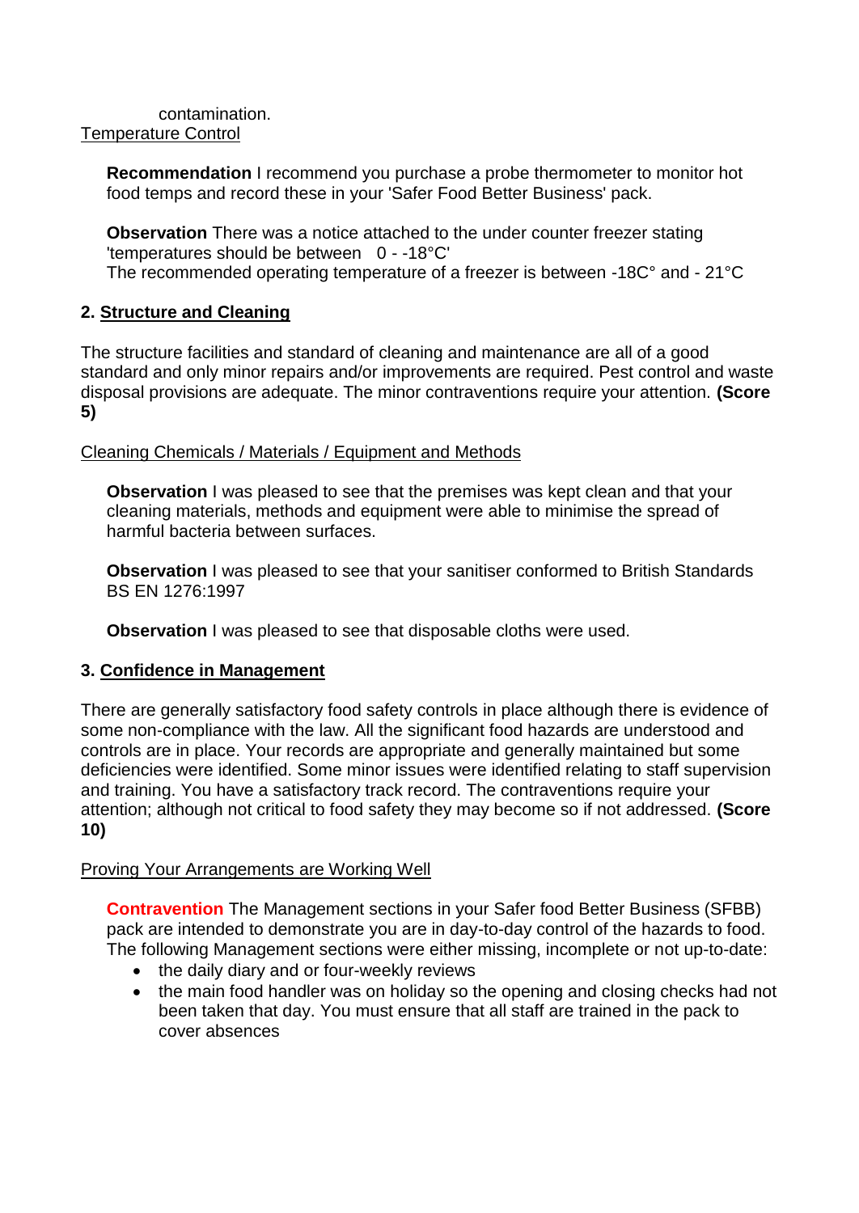contamination.

Temperature Control

**Recommendation** I recommend you purchase a probe thermometer to monitor hot food temps and record these in your 'Safer Food Better Business' pack.

**Observation** There was a notice attached to the under counter freezer stating 'temperatures should be between 0 - -18°C'
The recommended operating temperature of a freezer is between -18C° and - 21°C

## 2. Structure and Cleaning

The structure facilities and standard of cleaning and maintenance are all of a good standard and only minor repairs and/or improvements are required. Pest control and waste disposal provisions are adequate. The minor contraventions require your attention. **(Score 5)**

Cleaning Chemicals / Materials / Equipment and Methods

**Observation** I was pleased to see that the premises was kept clean and that your cleaning materials, methods and equipment were able to minimise the spread of harmful bacteria between surfaces.

**Observation** I was pleased to see that your sanitiser conformed to British Standards BS EN 1276:1997

**Observation** I was pleased to see that disposable cloths were used.

## 3. Confidence in Management

There are generally satisfactory food safety controls in place although there is evidence of some non-compliance with the law. All the significant food hazards are understood and controls are in place. Your records are appropriate and generally maintained but some deficiencies were identified. Some minor issues were identified relating to staff supervision and training. You have a satisfactory track record. The contraventions require your attention; although not critical to food safety they may become so if not addressed. **(Score 10)**

Proving Your Arrangements are Working Well

**Contravention** The Management sections in your Safer food Better Business (SFBB) pack are intended to demonstrate you are in day-to-day control of the hazards to food. The following Management sections were either missing, incomplete or not up-to-date:

- the daily diary and or four-weekly reviews
- the main food handler was on holiday so the opening and closing checks had not been taken that day. You must ensure that all staff are trained in the pack to cover absences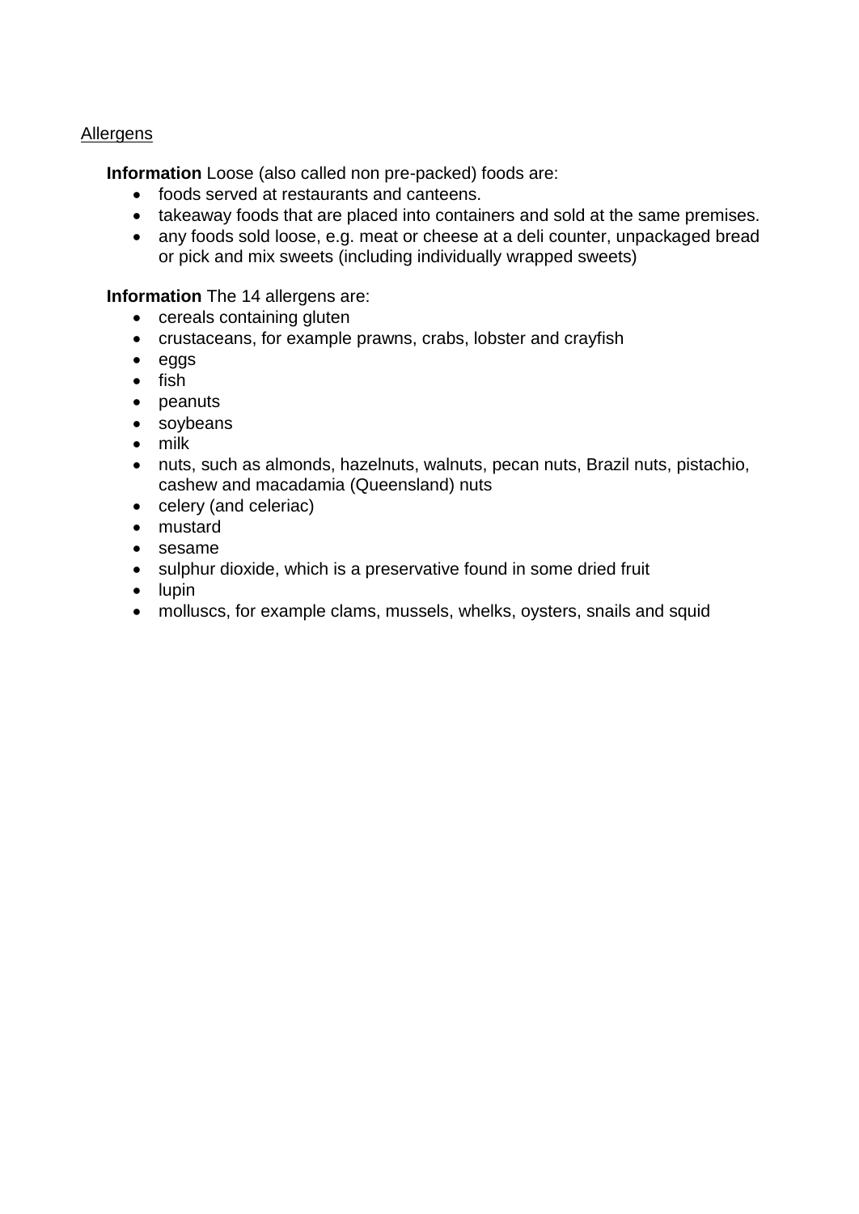Allergens

**Information** Loose (also called non pre-packed) foods are:

- foods served at restaurants and canteens.
- takeaway foods that are placed into containers and sold at the same premises.
- any foods sold loose, e.g. meat or cheese at a deli counter, unpackaged bread or pick and mix sweets (including individually wrapped sweets)

**Information** The 14 allergens are:

- cereals containing gluten
- crustaceans, for example prawns, crabs, lobster and crayfish
- eggs
- fish
- peanuts
- soybeans
- milk
- nuts, such as almonds, hazelnuts, walnuts, pecan nuts, Brazil nuts, pistachio, cashew and macadamia (Queensland) nuts
- celery (and celeriac)
- mustard
- sesame
- sulphur dioxide, which is a preservative found in some dried fruit
- lupin
- molluscs, for example clams, mussels, whelks, oysters, snails and squid